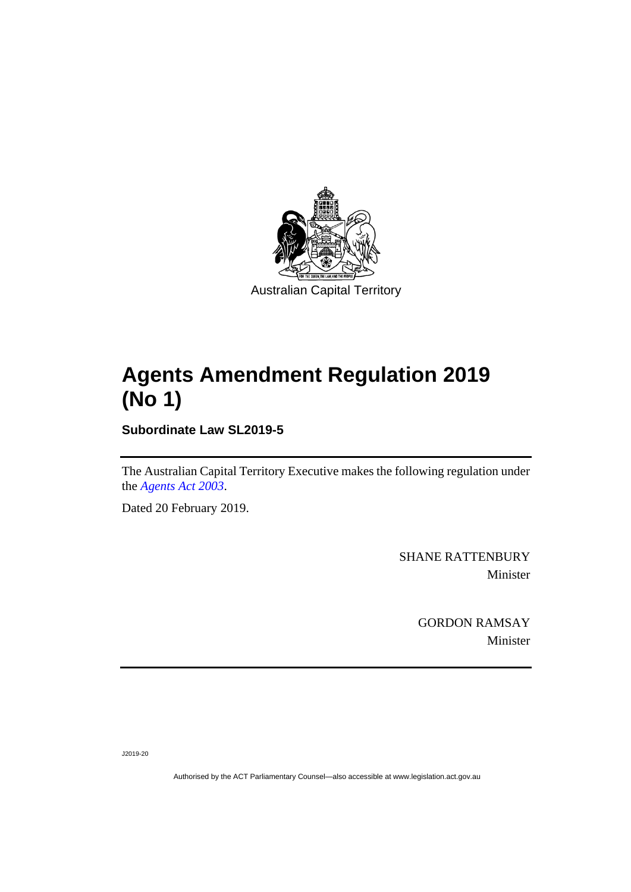Australian Capital Territory

# Agents Amendment Regulation 2019 (No 1)

**Subordinate Law SL2019-5**

The Australian Capital Territory Executive makes the following regulation under the *Agents Act 2003*.

Dated 20 February 2019.

SHANE RATTENBURY
Minister

GORDON RAMSAY
Minister

J2019-20

Authorised by the ACT Parliamentary Counsel—also accessible at www.legislation.act.gov.au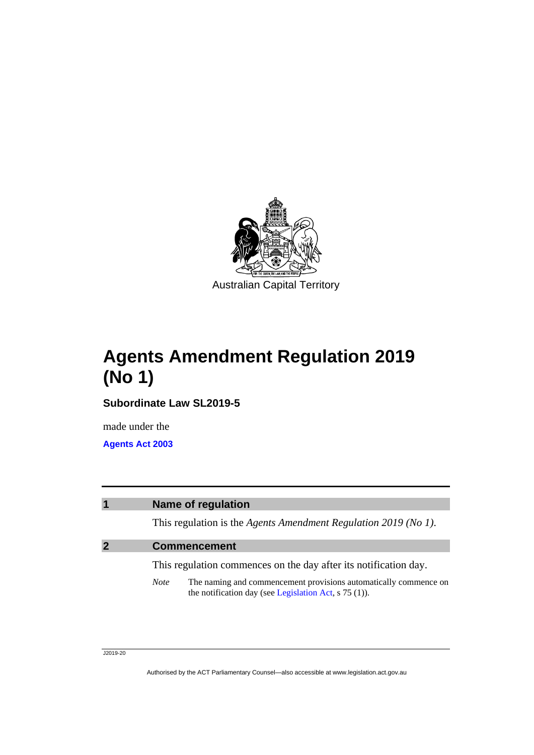Australian Capital Territory

# Agents Amendment Regulation 2019 (No 1)

**Subordinate Law SL2019-5**

made under the

**Agents Act 2003**

## 1 Name of regulation

This regulation is the *Agents Amendment Regulation 2019 (No 1)*.

## 2 Commencement

This regulation commences on the day after its notification day.

*Note* The naming and commencement provisions automatically commence on the notification day (see Legislation Act, s 75 (1)).

J2019-20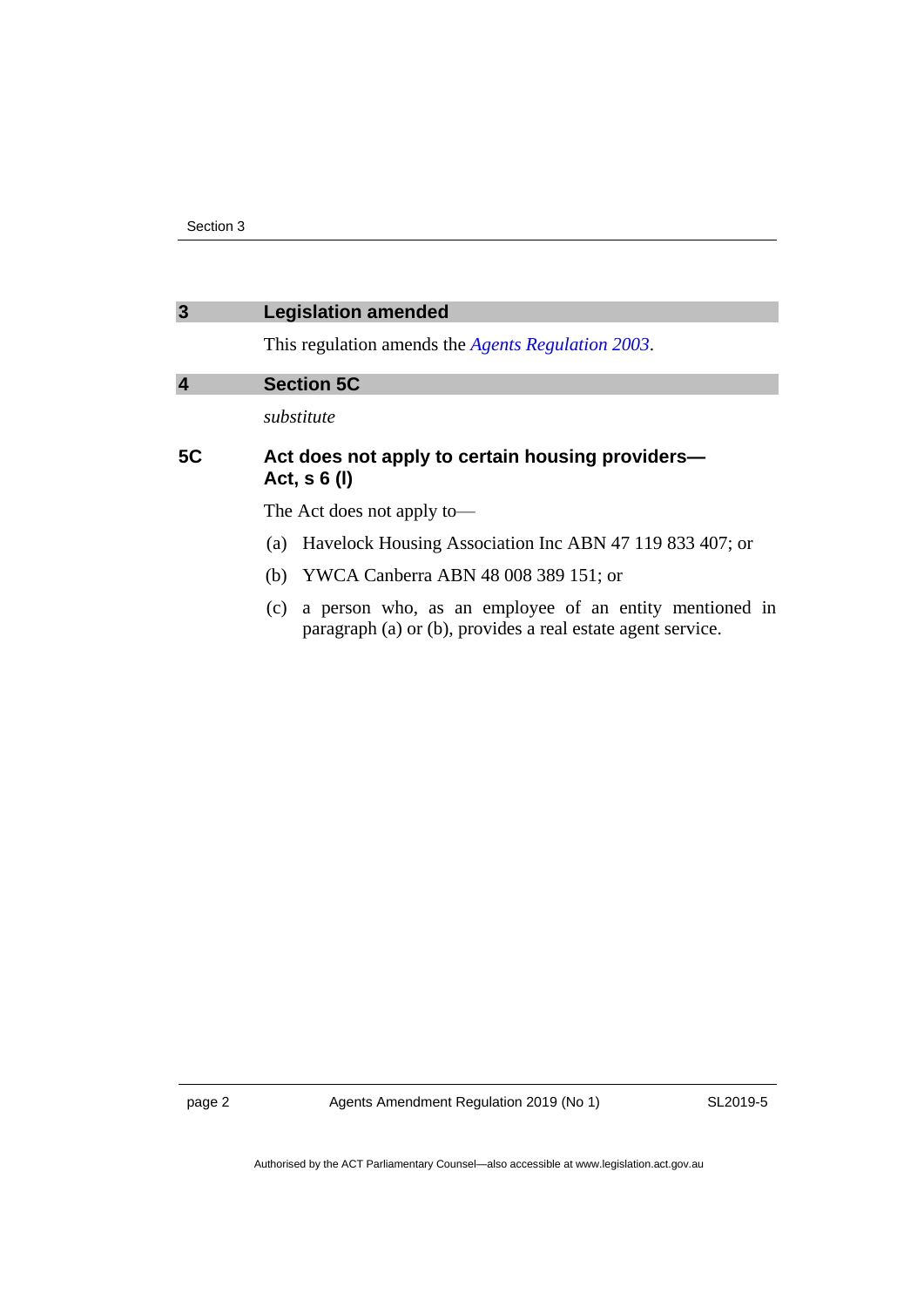## 3 Legislation amended

This regulation amends the *Agents Regulation 2003*.

## 4 Section 5C

*substitute*

### 5C Act does not apply to certain housing providers—Act, s 6 (l)

The Act does not apply to—

(a) Havelock Housing Association Inc ABN 47 119 833 407; or

(b) YWCA Canberra ABN 48 008 389 151; or

(c) a person who, as an employee of an entity mentioned in paragraph (a) or (b), provides a real estate agent service.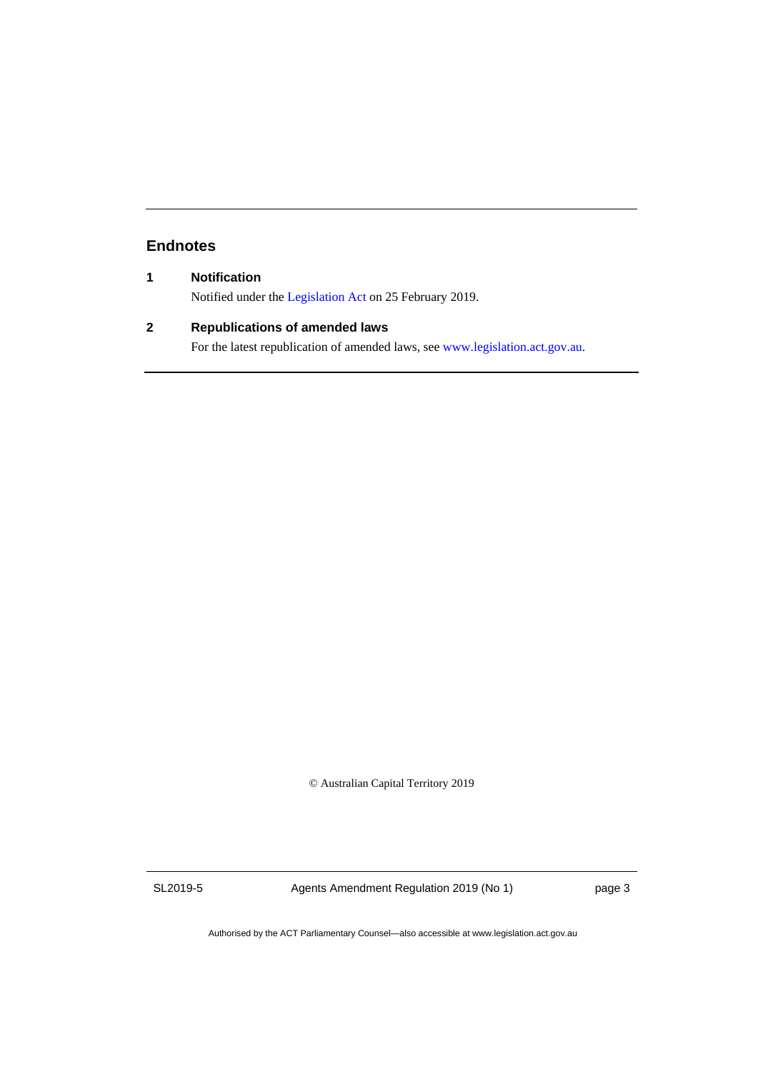## Endnotes

### 1 Notification

Notified under the Legislation Act on 25 February 2019.

### 2 Republications of amended laws

For the latest republication of amended laws, see www.legislation.act.gov.au.

© Australian Capital Territory 2019